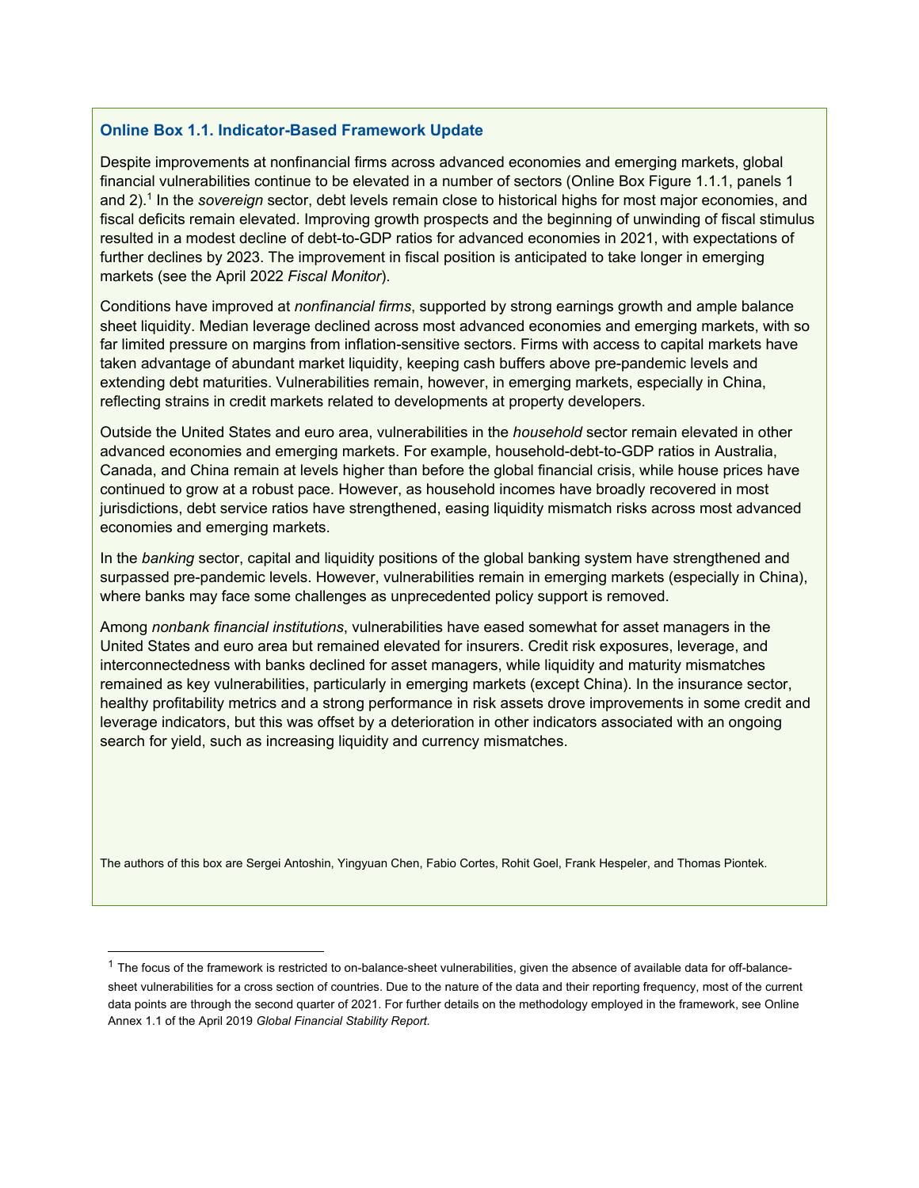### Online Box 1.1. Indicator-Based Framework Update

Despite improvements at nonfinancial firms across advanced economies and emerging markets, global financial vulnerabilities continue to be elevated in a number of sectors (Online Box Figure 1.1.1, panels 1 and 2).[1] In the *sovereign* sector, debt levels remain close to historical highs for most major economies, and fiscal deficits remain elevated. Improving growth prospects and the beginning of unwinding of fiscal stimulus resulted in a modest decline of debt-to-GDP ratios for advanced economies in 2021, with expectations of further declines by 2023. The improvement in fiscal position is anticipated to take longer in emerging markets (see the April 2022 *Fiscal Monitor*).

Conditions have improved at *nonfinancial firms*, supported by strong earnings growth and ample balance sheet liquidity. Median leverage declined across most advanced economies and emerging markets, with so far limited pressure on margins from inflation-sensitive sectors. Firms with access to capital markets have taken advantage of abundant market liquidity, keeping cash buffers above pre-pandemic levels and extending debt maturities. Vulnerabilities remain, however, in emerging markets, especially in China, reflecting strains in credit markets related to developments at property developers.

Outside the United States and euro area, vulnerabilities in the *household* sector remain elevated in other advanced economies and emerging markets. For example, household-debt-to-GDP ratios in Australia, Canada, and China remain at levels higher than before the global financial crisis, while house prices have continued to grow at a robust pace. However, as household incomes have broadly recovered in most jurisdictions, debt service ratios have strengthened, easing liquidity mismatch risks across most advanced economies and emerging markets.

In the *banking* sector, capital and liquidity positions of the global banking system have strengthened and surpassed pre-pandemic levels. However, vulnerabilities remain in emerging markets (especially in China), where banks may face some challenges as unprecedented policy support is removed.

Among *nonbank financial institutions*, vulnerabilities have eased somewhat for asset managers in the United States and euro area but remained elevated for insurers. Credit risk exposures, leverage, and interconnectedness with banks declined for asset managers, while liquidity and maturity mismatches remained as key vulnerabilities, particularly in emerging markets (except China). In the insurance sector, healthy profitability metrics and a strong performance in risk assets drove improvements in some credit and leverage indicators, but this was offset by a deterioration in other indicators associated with an ongoing search for yield, such as increasing liquidity and currency mismatches.

The authors of this box are Sergei Antoshin, Yingyuan Chen, Fabio Cortes, Rohit Goel, Frank Hespeler, and Thomas Piontek.

---

[1] The focus of the framework is restricted to on-balance-sheet vulnerabilities, given the absence of available data for off-balance-sheet vulnerabilities for a cross section of countries. Due to the nature of the data and their reporting frequency, most of the current data points are through the second quarter of 2021. For further details on the methodology employed in the framework, see Online Annex 1.1 of the April 2019 *Global Financial Stability Report.*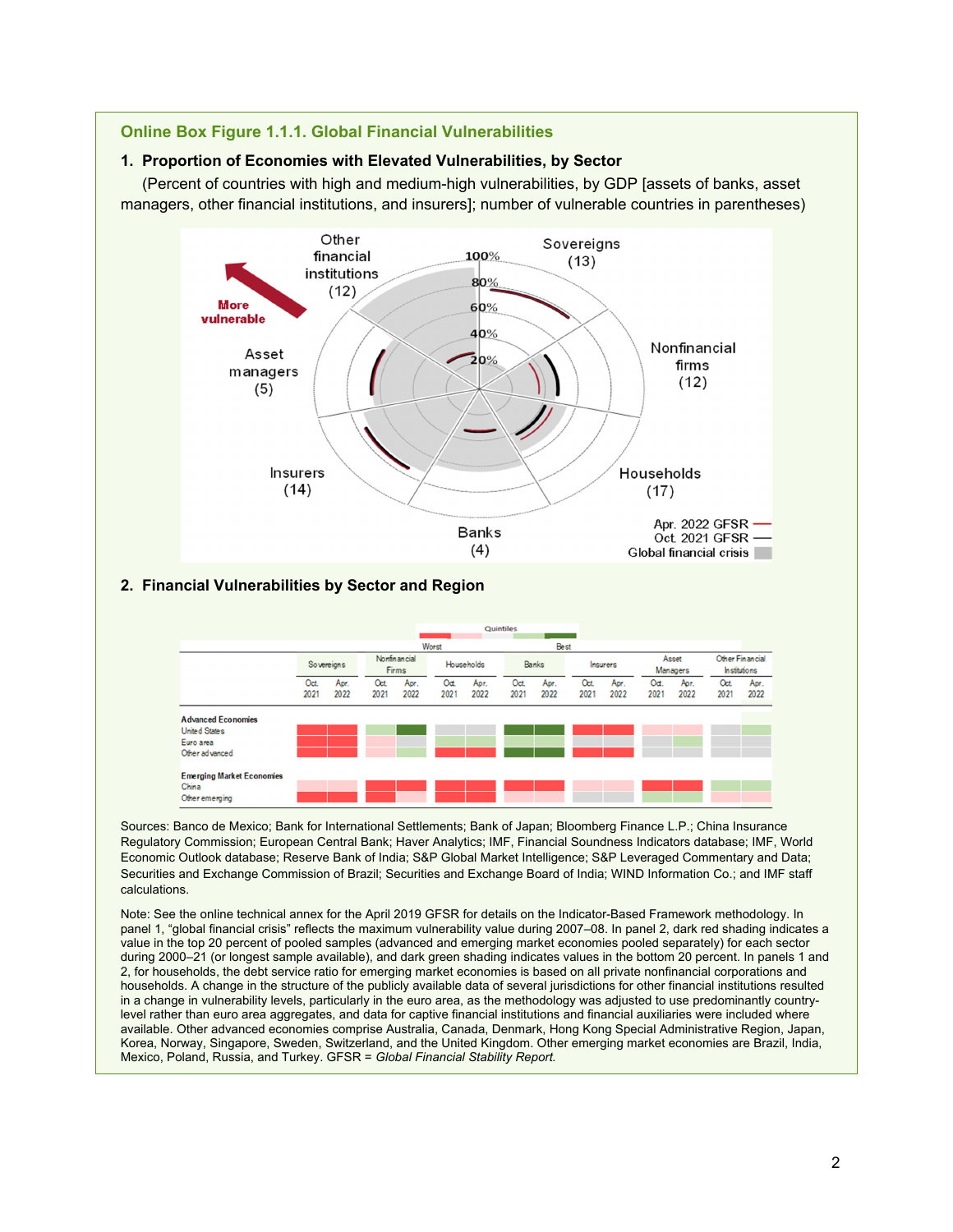### Online Box Figure 1.1.1. Global Financial Vulnerabilities

**1. Proportion of Economies with Elevated Vulnerabilities, by Sector**

(Percent of countries with high and medium-high vulnerabilities, by GDP [assets of banks, asset managers, other financial institutions, and insurers]; number of vulnerable countries in parentheses)

More vulnerable

Other financial institutions (12)

100%
80%
60%
40%
20%

Sovereigns (13)

Nonfinancial firms (12)

Households (17)

Banks (4)

Insurers (14)

Asset managers (5)

Apr. 2022 GFSR
Oct. 2021 GFSR
Global financial crisis

**2. Financial Vulnerabilities by Sector and Region**

Quintiles
Worst
Best

Sovereigns
Nonfinancial Firms
Households
Banks
Insurers
Asset Managers
Other Financial Institutions

Oct. 2021
Apr. 2022

Advanced Economies
United States
Euro area
Other advanced

Emerging Market Economies
China
Other emerging

Sources: Banco de Mexico; Bank for International Settlements; Bank of Japan; Bloomberg Finance L.P.; China Insurance Regulatory Commission; European Central Bank; Haver Analytics; IMF, Financial Soundness Indicators database; IMF, World Economic Outlook database; Reserve Bank of India; S&P Global Market Intelligence; S&P Leveraged Commentary and Data; Securities and Exchange Commission of Brazil; Securities and Exchange Board of India; WIND Information Co.; and IMF staff calculations.

Note: See the online technical annex for the April 2019 GFSR for details on the Indicator-Based Framework methodology. In panel 1, "global financial crisis" reflects the maximum vulnerability value during 2007–08. In panel 2, dark red shading indicates a value in the top 20 percent of pooled samples (advanced and emerging market economies pooled separately) for each sector during 2000–21 (or longest sample available), and dark green shading indicates values in the bottom 20 percent. In panels 1 and 2, for households, the debt service ratio for emerging market economies is based on all private nonfinancial corporations and households. A change in the structure of the publicly available data of several jurisdictions for other financial institutions resulted in a change in vulnerability levels, particularly in the euro area, as the methodology was adjusted to use predominantly country-level rather than euro area aggregates, and data for captive financial institutions and financial auxiliaries were included where available. Other advanced economies comprise Australia, Canada, Denmark, Hong Kong Special Administrative Region, Japan, Korea, Norway, Singapore, Sweden, Switzerland, and the United Kingdom. Other emerging market economies are Brazil, India, Mexico, Poland, Russia, and Turkey. GFSR = *Global Financial Stability Report.*